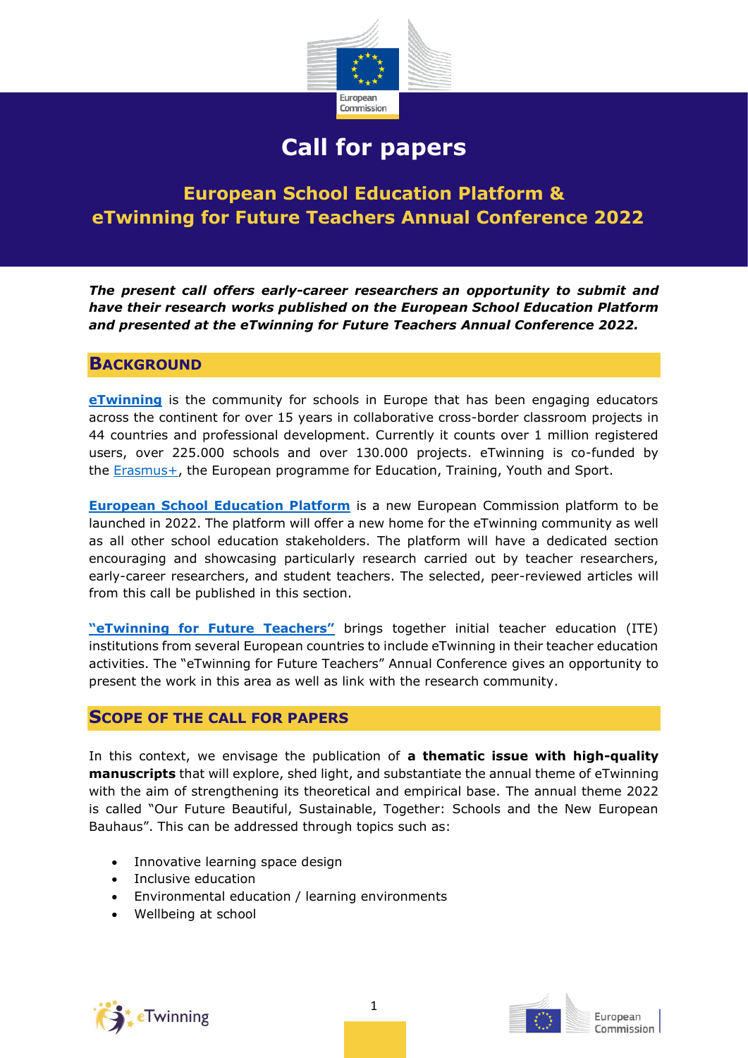# Call for papers

## European School Education Platform & eTwinning for Future Teachers Annual Conference 2022

***The present call offers early-career researchers an opportunity to submit and have their research works published on the European School Education Platform and presented at the eTwinning for Future Teachers Annual Conference 2022.***

## Background

**eTwinning** is the community for schools in Europe that has been engaging educators across the continent for over 15 years in collaborative cross-border classroom projects in 44 countries and professional development. Currently it counts over 1 million registered users, over 225.000 schools and over 130.000 projects. eTwinning is co-funded by the Erasmus+, the European programme for Education, Training, Youth and Sport.

**European School Education Platform** is a new European Commission platform to be launched in 2022. The platform will offer a new home for the eTwinning community as well as all other school education stakeholders. The platform will have a dedicated section encouraging and showcasing particularly research carried out by teacher researchers, early-career researchers, and student teachers. The selected, peer-reviewed articles will from this call be published in this section.

**"eTwinning for Future Teachers"** brings together initial teacher education (ITE) institutions from several European countries to include eTwinning in their teacher education activities. The "eTwinning for Future Teachers" Annual Conference gives an opportunity to present the work in this area as well as link with the research community.

## Scope of the Call for Papers

In this context, we envisage the publication of **a thematic issue with high-quality manuscripts** that will explore, shed light, and substantiate the annual theme of eTwinning with the aim of strengthening its theoretical and empirical base. The annual theme 2022 is called "Our Future Beautiful, Sustainable, Together: Schools and the New European Bauhaus". This can be addressed through topics such as:

- Innovative learning space design
- Inclusive education
- Environmental education / learning environments
- Wellbeing at school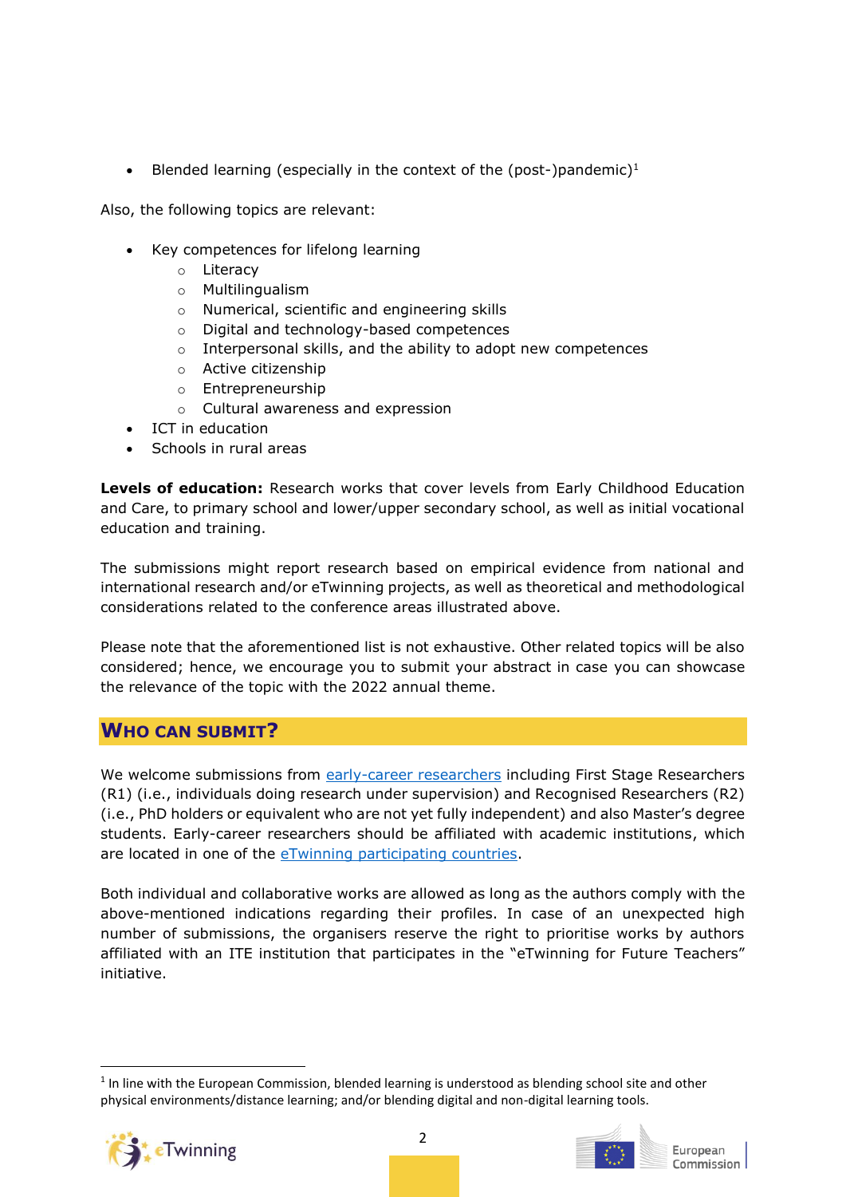- Blended learning (especially in the context of the (post-)pandemic)[1]

Also, the following topics are relevant:

- Key competences for lifelong learning
  - Literacy
  - Multilingualism
  - Numerical, scientific and engineering skills
  - Digital and technology-based competences
  - Interpersonal skills, and the ability to adopt new competences
  - Active citizenship
  - Entrepreneurship
  - Cultural awareness and expression
- ICT in education
- Schools in rural areas

**Levels of education:** Research works that cover levels from Early Childhood Education and Care, to primary school and lower/upper secondary school, as well as initial vocational education and training.

The submissions might report research based on empirical evidence from national and international research and/or eTwinning projects, as well as theoretical and methodological considerations related to the conference areas illustrated above.

Please note that the aforementioned list is not exhaustive. Other related topics will be also considered; hence, we encourage you to submit your abstract in case you can showcase the relevance of the topic with the 2022 annual theme.

## Who can submit?

We welcome submissions from early-career researchers including First Stage Researchers (R1) (i.e., individuals doing research under supervision) and Recognised Researchers (R2) (i.e., PhD holders or equivalent who are not yet fully independent) and also Master's degree students. Early-career researchers should be affiliated with academic institutions, which are located in one of the eTwinning participating countries.

Both individual and collaborative works are allowed as long as the authors comply with the above-mentioned indications regarding their profiles. In case of an unexpected high number of submissions, the organisers reserve the right to prioritise works by authors affiliated with an ITE institution that participates in the "eTwinning for Future Teachers" initiative.

[1] In line with the European Commission, blended learning is understood as blending school site and other physical environments/distance learning; and/or blending digital and non-digital learning tools.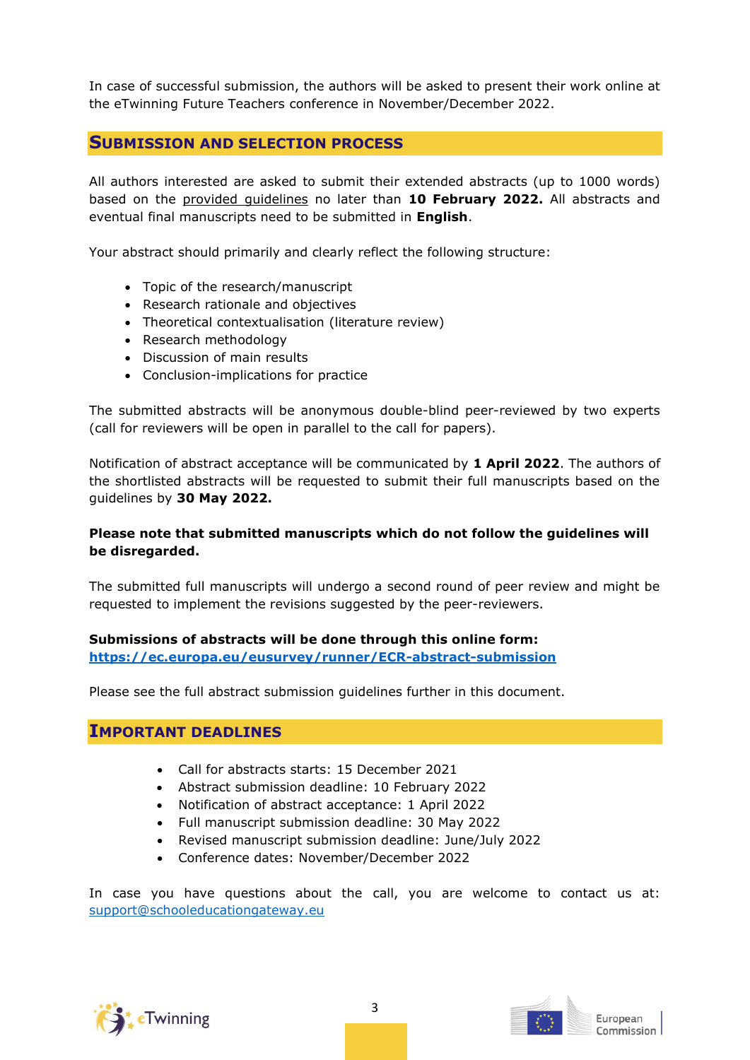In case of successful submission, the authors will be asked to present their work online at the eTwinning Future Teachers conference in November/December 2022.

## Submission and Selection Process

All authors interested are asked to submit their extended abstracts (up to 1000 words) based on the provided guidelines no later than **10 February 2022.** All abstracts and eventual final manuscripts need to be submitted in **English**.

Your abstract should primarily and clearly reflect the following structure:

- Topic of the research/manuscript
- Research rationale and objectives
- Theoretical contextualisation (literature review)
- Research methodology
- Discussion of main results
- Conclusion-implications for practice

The submitted abstracts will be anonymous double-blind peer-reviewed by two experts (call for reviewers will be open in parallel to the call for papers).

Notification of abstract acceptance will be communicated by **1 April 2022**. The authors of the shortlisted abstracts will be requested to submit their full manuscripts based on the guidelines by **30 May 2022.**

**Please note that submitted manuscripts which do not follow the guidelines will be disregarded.**

The submitted full manuscripts will undergo a second round of peer review and might be requested to implement the revisions suggested by the peer-reviewers.

**Submissions of abstracts will be done through this online form:**
**https://ec.europa.eu/eusurvey/runner/ECR-abstract-submission**

Please see the full abstract submission guidelines further in this document.

## Important Deadlines

- Call for abstracts starts: 15 December 2021
- Abstract submission deadline: 10 February 2022
- Notification of abstract acceptance: 1 April 2022
- Full manuscript submission deadline: 30 May 2022
- Revised manuscript submission deadline: June/July 2022
- Conference dates: November/December 2022

In case you have questions about the call, you are welcome to contact us at: support@schooleducationgateway.eu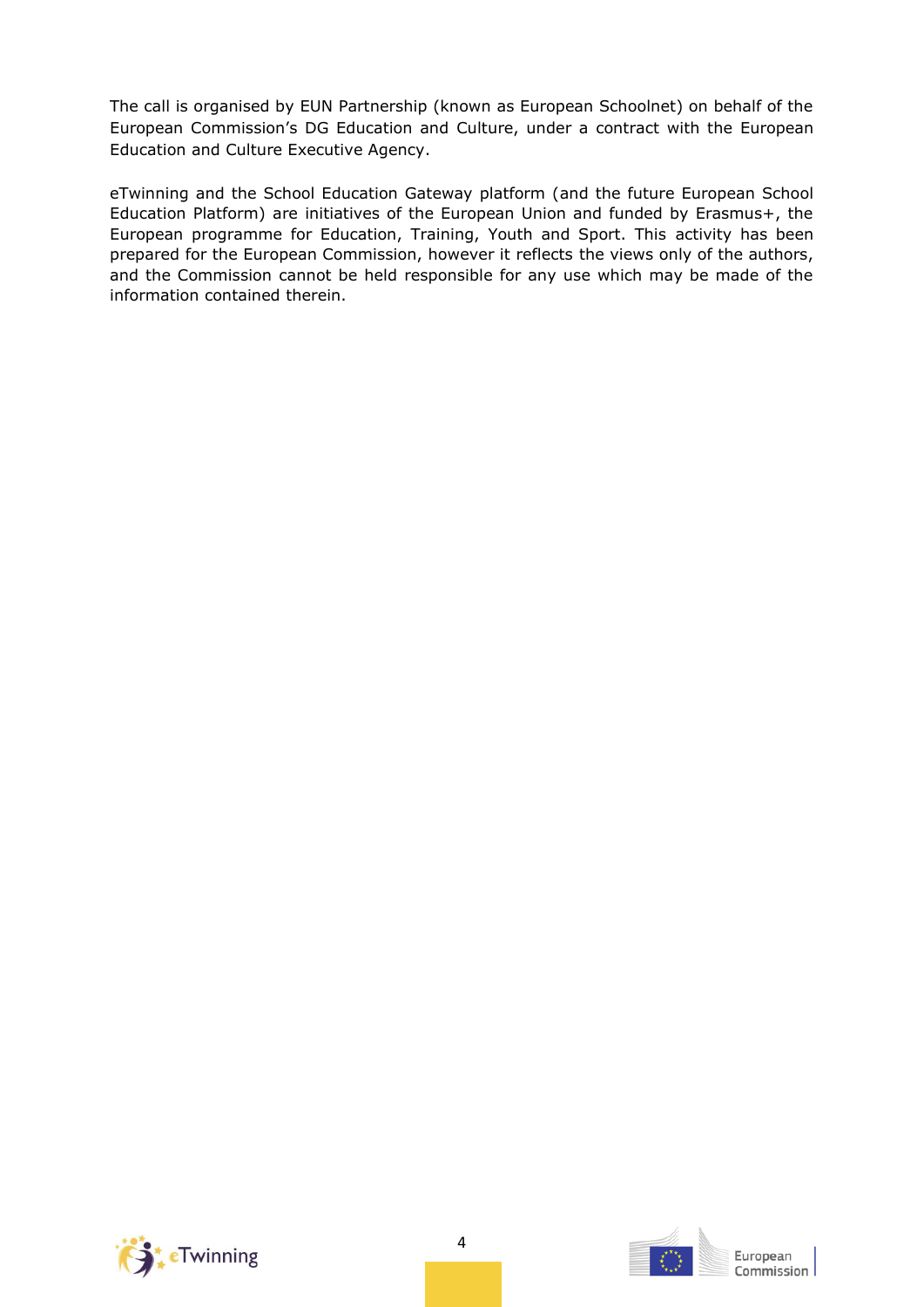The call is organised by EUN Partnership (known as European Schoolnet) on behalf of the European Commission's DG Education and Culture, under a contract with the European Education and Culture Executive Agency.

eTwinning and the School Education Gateway platform (and the future European School Education Platform) are initiatives of the European Union and funded by Erasmus+, the European programme for Education, Training, Youth and Sport. This activity has been prepared for the European Commission, however it reflects the views only of the authors, and the Commission cannot be held responsible for any use which may be made of the information contained therein.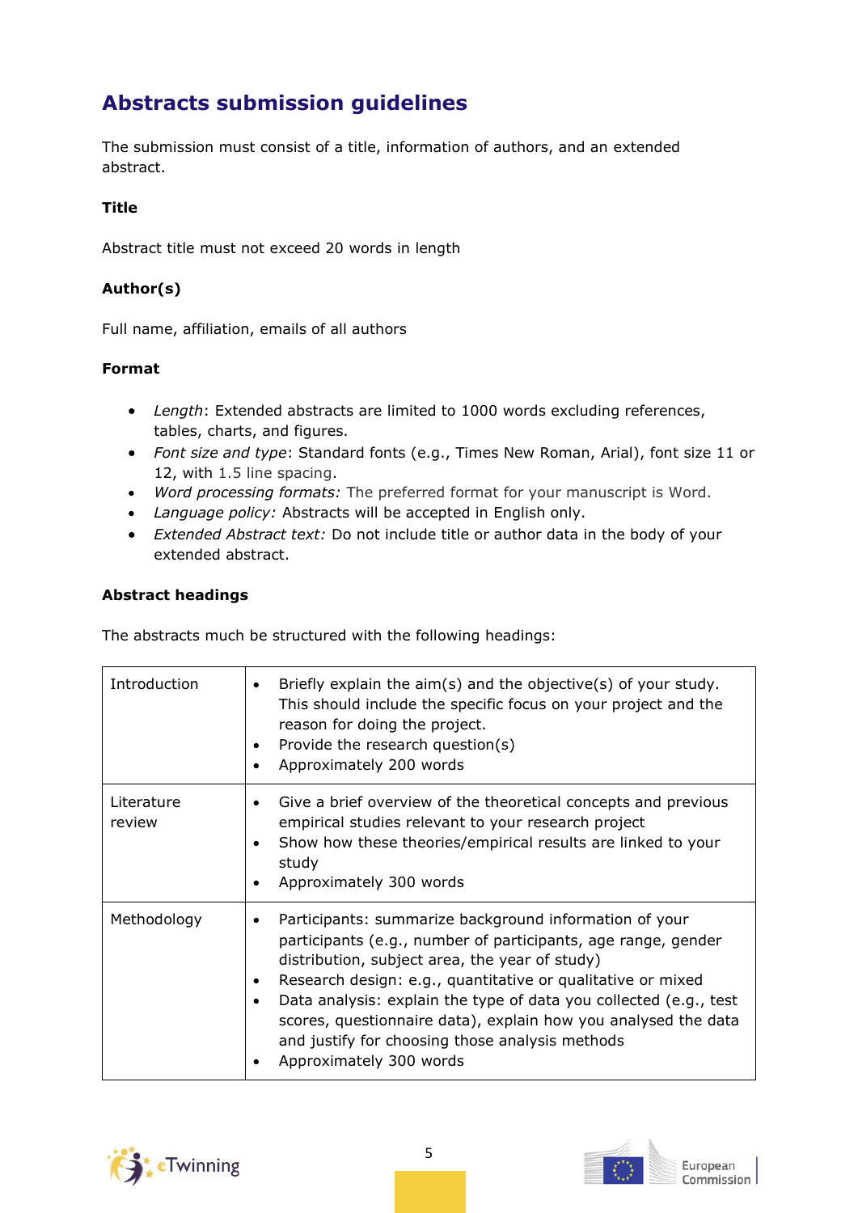## Abstracts submission guidelines

The submission must consist of a title, information of authors, and an extended abstract.

### Title

Abstract title must not exceed 20 words in length

### Author(s)

Full name, affiliation, emails of all authors

### Format

- *Length*: Extended abstracts are limited to 1000 words excluding references, tables, charts, and figures.
- *Font size and type*: Standard fonts (e.g., Times New Roman, Arial), font size 11 or 12, with 1.5 line spacing.
- *Word processing formats:* The preferred format for your manuscript is Word.
- *Language policy:* Abstracts will be accepted in English only.
- *Extended Abstract text:* Do not include title or author data in the body of your extended abstract.

### Abstract headings

The abstracts much be structured with the following headings:

| | |
|---|---|
| Introduction | • Briefly explain the aim(s) and the objective(s) of your study. This should include the specific focus on your project and the reason for doing the project.<br>• Provide the research question(s)<br>• Approximately 200 words |
| Literature review | • Give a brief overview of the theoretical concepts and previous empirical studies relevant to your research project<br>• Show how these theories/empirical results are linked to your study<br>• Approximately 300 words |
| Methodology | • Participants: summarize background information of your participants (e.g., number of participants, age range, gender distribution, subject area, the year of study)<br>• Research design: e.g., quantitative or qualitative or mixed<br>• Data analysis: explain the type of data you collected (e.g., test scores, questionnaire data), explain how you analysed the data and justify for choosing those analysis methods<br>• Approximately 300 words |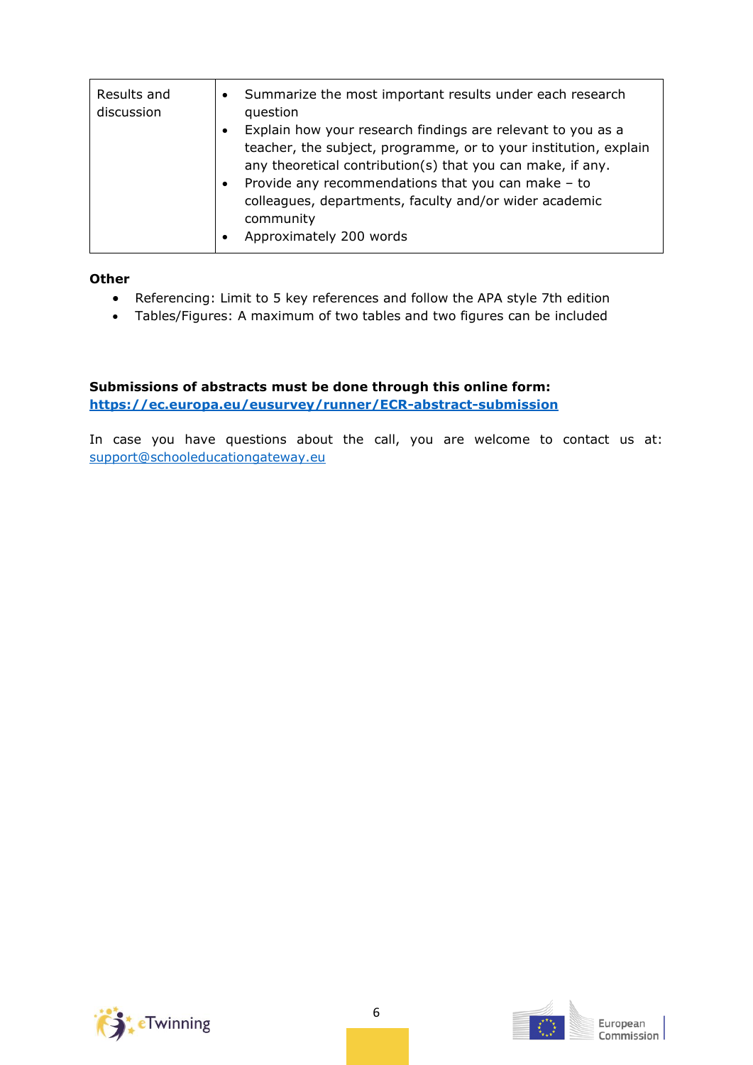| | |
|---|---|
| Results and discussion | • Summarize the most important results under each research question<br>• Explain how your research findings are relevant to you as a teacher, the subject, programme, or to your institution, explain any theoretical contribution(s) that you can make, if any.<br>• Provide any recommendations that you can make – to colleagues, departments, faculty and/or wider academic community<br>• Approximately 200 words |

**Other**

- Referencing: Limit to 5 key references and follow the APA style 7th edition
- Tables/Figures: A maximum of two tables and two figures can be included

**Submissions of abstracts must be done through this online form:**
**https://ec.europa.eu/eusurvey/runner/ECR-abstract-submission**

In case you have questions about the call, you are welcome to contact us at: support@schooleducationgateway.eu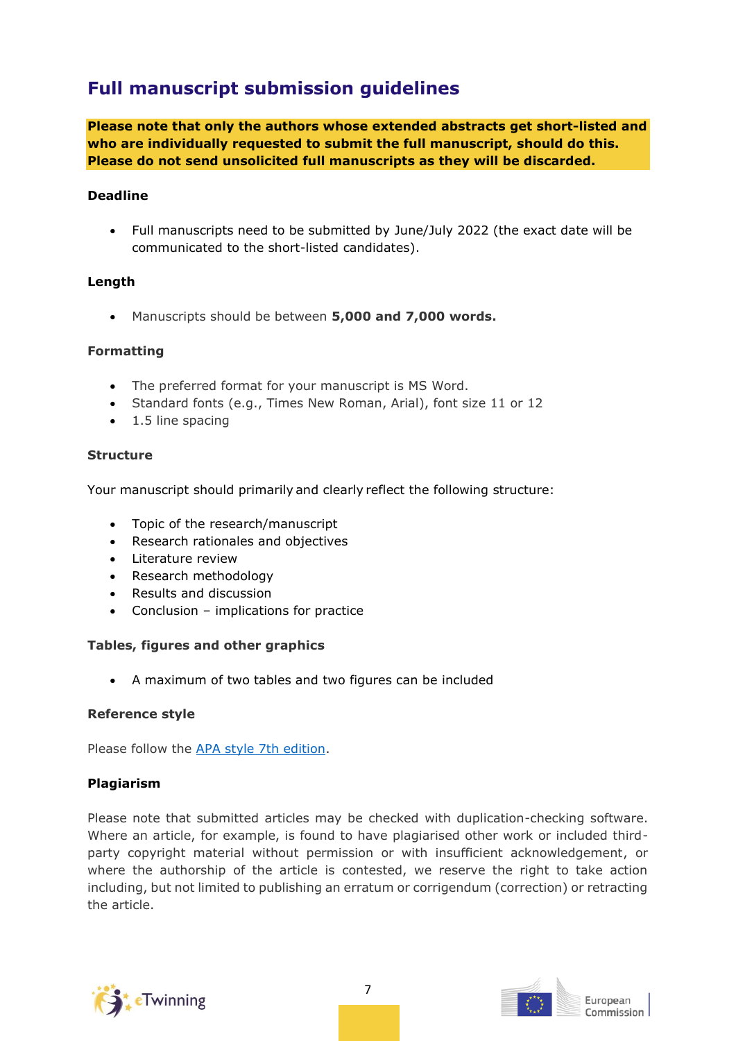## Full manuscript submission guidelines

**Please note that only the authors whose extended abstracts get short-listed and who are individually requested to submit the full manuscript, should do this. Please do not send unsolicited full manuscripts as they will be discarded.**

#### Deadline

- Full manuscripts need to be submitted by June/July 2022 (the exact date will be communicated to the short-listed candidates).

#### Length

- Manuscripts should be between **5,000 and 7,000 words.**

#### Formatting

- The preferred format for your manuscript is MS Word.
- Standard fonts (e.g., Times New Roman, Arial), font size 11 or 12
- 1.5 line spacing

#### Structure

Your manuscript should primarily and clearly reflect the following structure:

- Topic of the research/manuscript
- Research rationales and objectives
- Literature review
- Research methodology
- Results and discussion
- Conclusion – implications for practice

#### Tables, figures and other graphics

- A maximum of two tables and two figures can be included

#### Reference style

Please follow the APA style 7th edition.

#### Plagiarism

Please note that submitted articles may be checked with duplication-checking software. Where an article, for example, is found to have plagiarised other work or included third-party copyright material without permission or with insufficient acknowledgement, or where the authorship of the article is contested, we reserve the right to take action including, but not limited to publishing an erratum or corrigendum (correction) or retracting the article.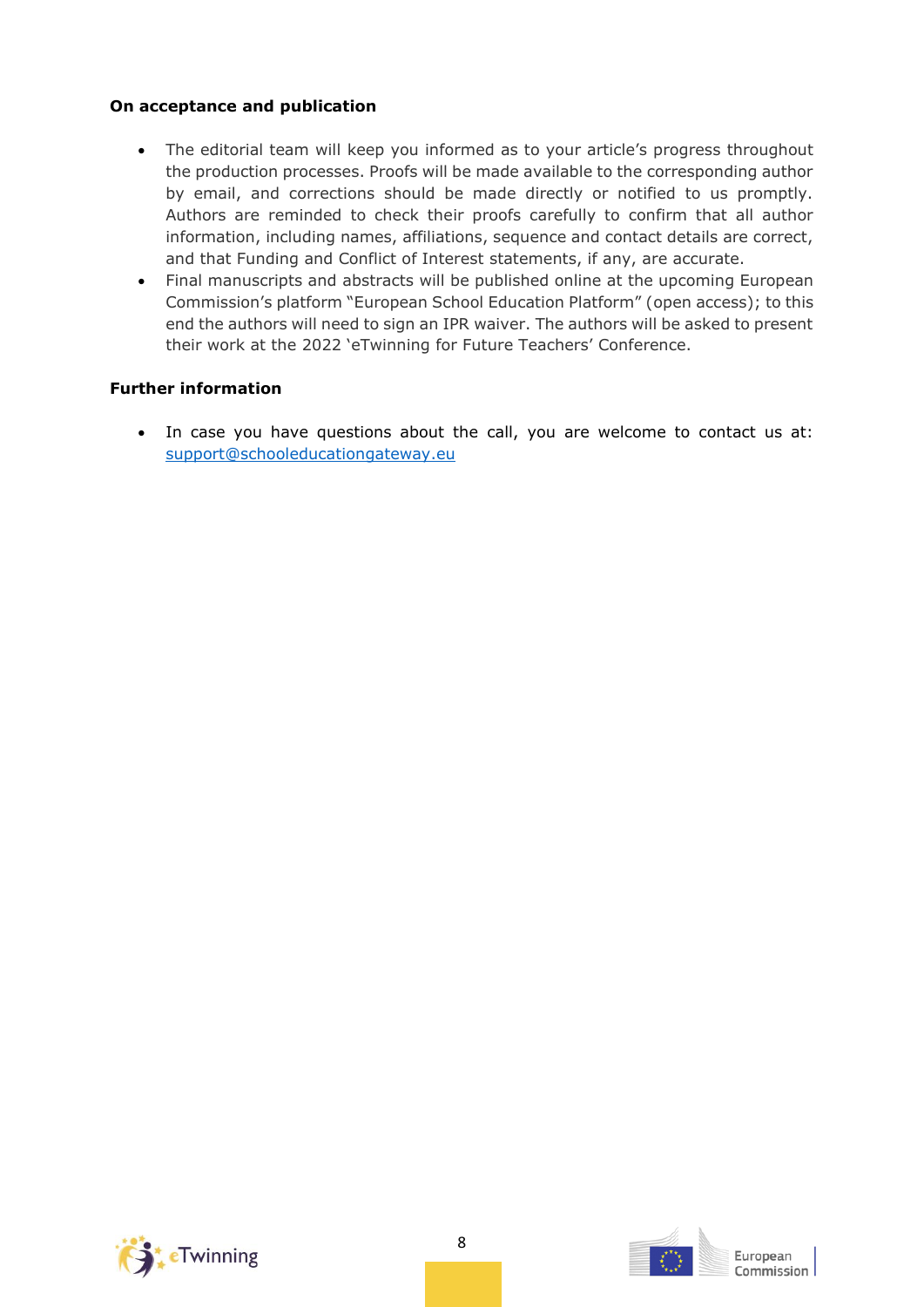**On acceptance and publication**

- The editorial team will keep you informed as to your article's progress throughout the production processes. Proofs will be made available to the corresponding author by email, and corrections should be made directly or notified to us promptly. Authors are reminded to check their proofs carefully to confirm that all author information, including names, affiliations, sequence and contact details are correct, and that Funding and Conflict of Interest statements, if any, are accurate.
- Final manuscripts and abstracts will be published online at the upcoming European Commission's platform "European School Education Platform" (open access); to this end the authors will need to sign an IPR waiver. The authors will be asked to present their work at the 2022 'eTwinning for Future Teachers' Conference.

**Further information**

- In case you have questions about the call, you are welcome to contact us at: support@schooleducationgateway.eu